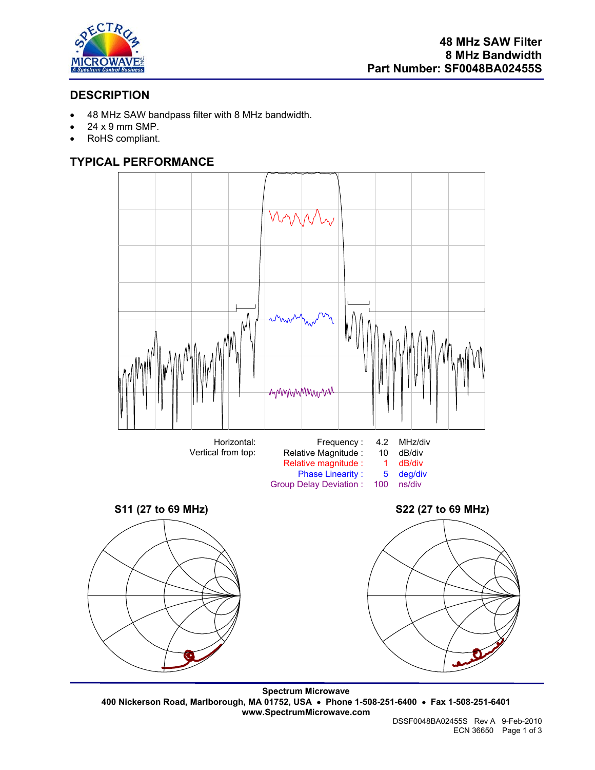# 48 MHz SAW Filter
# 8 MHz Bandwidth
# Part Number: SF0048BA02455S

## DESCRIPTION

- 48 MHz SAW bandpass filter with 8 MHz bandwidth.
- 24 x 9 mm SMP.
- RoHS compliant.

## TYPICAL PERFORMANCE

| | | | |
|---|---|---|---|
| Horizontal: | Frequency : | 4.2 | MHz/div |
| Vertical from top: | Relative Magnitude : | 10 | dB/div |
| | Relative magnitude : | 1 | dB/div |
| | Phase Linearity : | 5 | deg/div |
| | Group Delay Deviation : | 100 | ns/div |

**S11 (27 to 69 MHz)**

**S22 (27 to 69 MHz)**

**Spectrum Microwave**
**400 Nickerson Road, Marlborough, MA 01752, USA • Phone 1-508-251-6400 • Fax 1-508-251-6401**
**www.SpectrumMicrowave.com**

DSSF0048BA02455S Rev A 9-Feb-2010
ECN 36650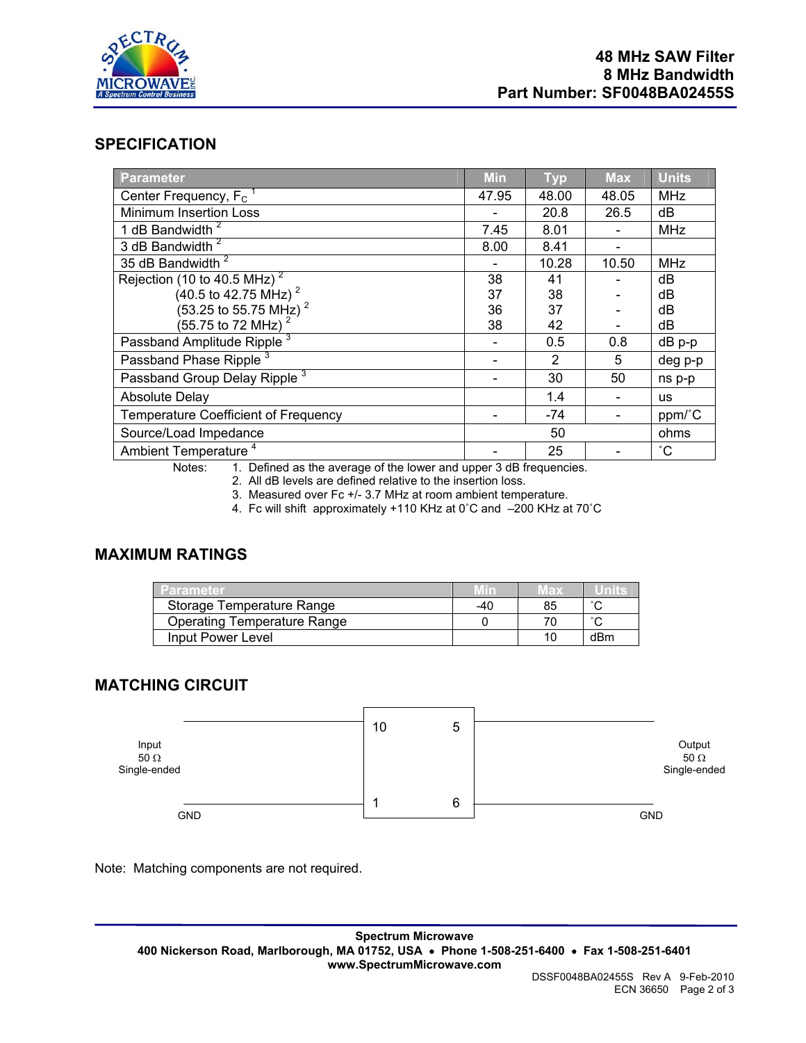**48 MHz SAW Filter**
**8 MHz Bandwidth**
**Part Number: SF0048BA02455S**

## SPECIFICATION

| Parameter | Min | Typ | Max | Units |
|---|---|---|---|---|
| Center Frequency, $F_C$ [1] | 47.95 | 48.00 | 48.05 | MHz |
| Minimum Insertion Loss | - | 20.8 | 26.5 | dB |
| 1 dB Bandwidth [2] | 7.45 | 8.01 | - | MHz |
| 3 dB Bandwidth [2] | 8.00 | 8.41 | - | |
| 35 dB Bandwidth [2] | - | 10.28 | 10.50 | MHz |
| Rejection (10 to 40.5 MHz) [2] | 38 | 41 | - | dB |
| (40.5 to 42.75 MHz) [2] | 37 | 38 | - | dB |
| (53.25 to 55.75 MHz) [2] | 36 | 37 | - | dB |
| (55.75 to 72 MHz) [2] | 38 | 42 | - | dB |
| Passband Amplitude Ripple [3] | - | 0.5 | 0.8 | dB p-p |
| Passband Phase Ripple [3] | - | 2 | 5 | deg p-p |
| Passband Group Delay Ripple [3] | - | 30 | 50 | ns p-p |
| Absolute Delay | | 1.4 | - | us |
| Temperature Coefficient of Frequency | - | -74 | - | ppm/˚C |
| Source/Load Impedance | | 50 | | ohms |
| Ambient Temperature [4] | - | 25 | - | ˚C |

Notes:
1. Defined as the average of the lower and upper 3 dB frequencies.
2. All dB levels are defined relative to the insertion loss.
3. Measured over Fc +/- 3.7 MHz at room ambient temperature.
4. Fc will shift approximately +110 KHz at 0˚C and –200 KHz at 70˚C

## MAXIMUM RATINGS

| Parameter | Min | Max | Units |
|---|---|---|---|
| Storage Temperature Range | -40 | 85 | ˚C |
| Operating Temperature Range | 0 | 70 | ˚C |
| Input Power Level | | 10 | dBm |

## MATCHING CIRCUIT

Input 50 Ω Single-ended — pin 10; GND — pin 1
Output 50 Ω Single-ended — pin 5; GND — pin 6

Note: Matching components are not required.

**Spectrum Microwave**
**400 Nickerson Road, Marlborough, MA 01752, USA • Phone 1-508-251-6400 • Fax 1-508-251-6401**
**www.SpectrumMicrowave.com**

DSSF0048BA02455S Rev A 9-Feb-2010
ECN 36650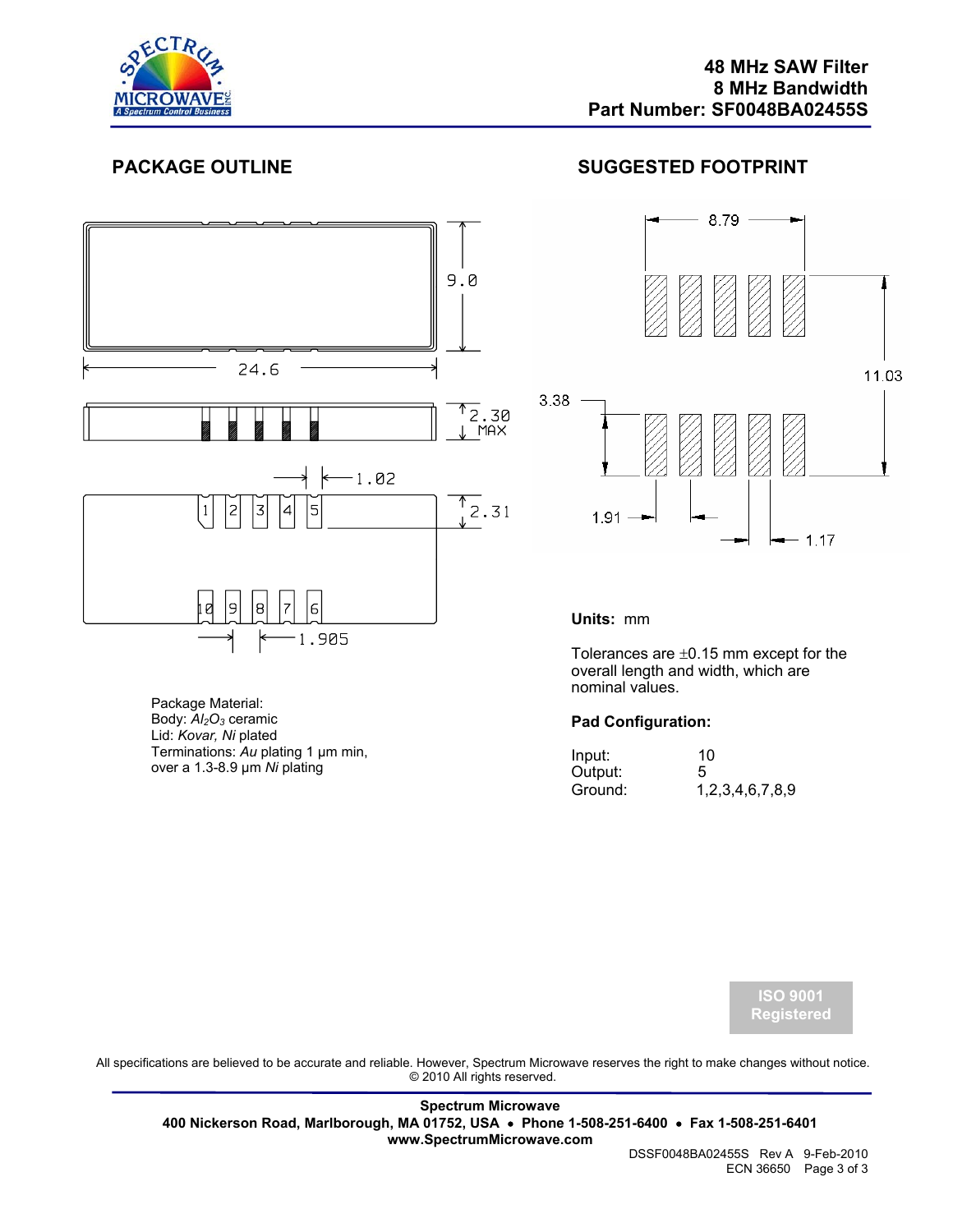# 48 MHz SAW Filter
## 8 MHz Bandwidth
## Part Number: SF0048BA02455S

## PACKAGE OUTLINE

9.0

24.6

2.30
MAX

1.02

2.31

1 2 3 4 5

10 9 8 7 6

1.905

Package Material:
Body: $Al_2O_3$ ceramic
Lid: *Kovar, Ni* plated
Terminations: *Au* plating 1 µm min, over a 1.3-8.9 µm *Ni* plating

## SUGGESTED FOOTPRINT

8.79

11.03

3.38

1.91

1.17

**Units:** mm

Tolerances are ±0.15 mm except for the overall length and width, which are nominal values.

**Pad Configuration:**

| | |
|---|---|
| Input: | 10 |
| Output: | 5 |
| Ground: | 1,2,3,4,6,7,8,9 |

ISO 9001 Registered

All specifications are believed to be accurate and reliable. However, Spectrum Microwave reserves the right to make changes without notice.
© 2010 All rights reserved.

**Spectrum Microwave**
**400 Nickerson Road, Marlborough, MA 01752, USA • Phone 1-508-251-6400 • Fax 1-508-251-6401**
**www.SpectrumMicrowave.com**

DSSF0048BA02455S Rev A 9-Feb-2010
ECN 36650